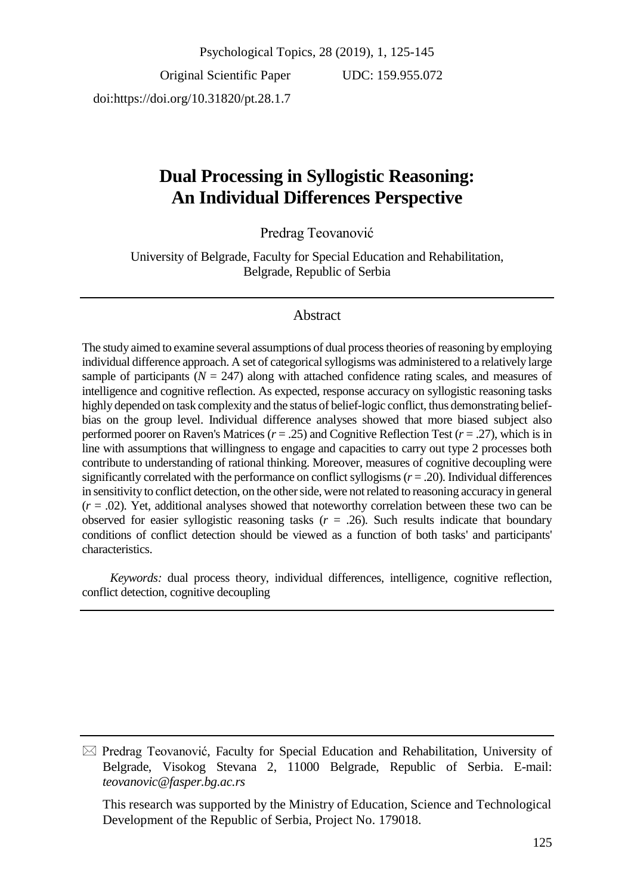Psychological Topics, 28 (2019), 1, 125-145

Original Scientific Paper UDC: 159.955.072

doi:https://doi.org/10.31820/pt.28.1.7

# Dual Processing in Syllogistic Reasoning: An Individual Differences Perspective

Predrag Teovanović

University of Belgrade, Faculty for Special Education and Rehabilitation, Belgrade, Republic of Serbia

## Abstract

The study aimed to examine several assumptions of dual process theories of reasoning by employing individual difference approach. A set of categorical syllogisms was administered to a relatively large sample of participants ($N$ = 247) along with attached confidence rating scales, and measures of intelligence and cognitive reflection. As expected, response accuracy on syllogistic reasoning tasks highly depended on task complexity and the status of belief-logic conflict, thus demonstrating belief-bias on the group level. Individual difference analyses showed that more biased subject also performed poorer on Raven's Matrices ($r$ = .25) and Cognitive Reflection Test ($r$ = .27), which is in line with assumptions that willingness to engage and capacities to carry out type 2 processes both contribute to understanding of rational thinking. Moreover, measures of cognitive decoupling were significantly correlated with the performance on conflict syllogisms ($r$ = .20). Individual differences in sensitivity to conflict detection, on the other side, were not related to reasoning accuracy in general ($r$ = .02). Yet, additional analyses showed that noteworthy correlation between these two can be observed for easier syllogistic reasoning tasks ($r$ = .26). Such results indicate that boundary conditions of conflict detection should be viewed as a function of both tasks' and participants' characteristics.

*Keywords:* dual process theory, individual differences, intelligence, cognitive reflection, conflict detection, cognitive decoupling

---

✉ Predrag Teovanović, Faculty for Special Education and Rehabilitation, University of Belgrade, Visokog Stevana 2, 11000 Belgrade, Republic of Serbia. E-mail: *teovanovic@fasper.bg.ac.rs*

This research was supported by the Ministry of Education, Science and Technological Development of the Republic of Serbia, Project No. 179018.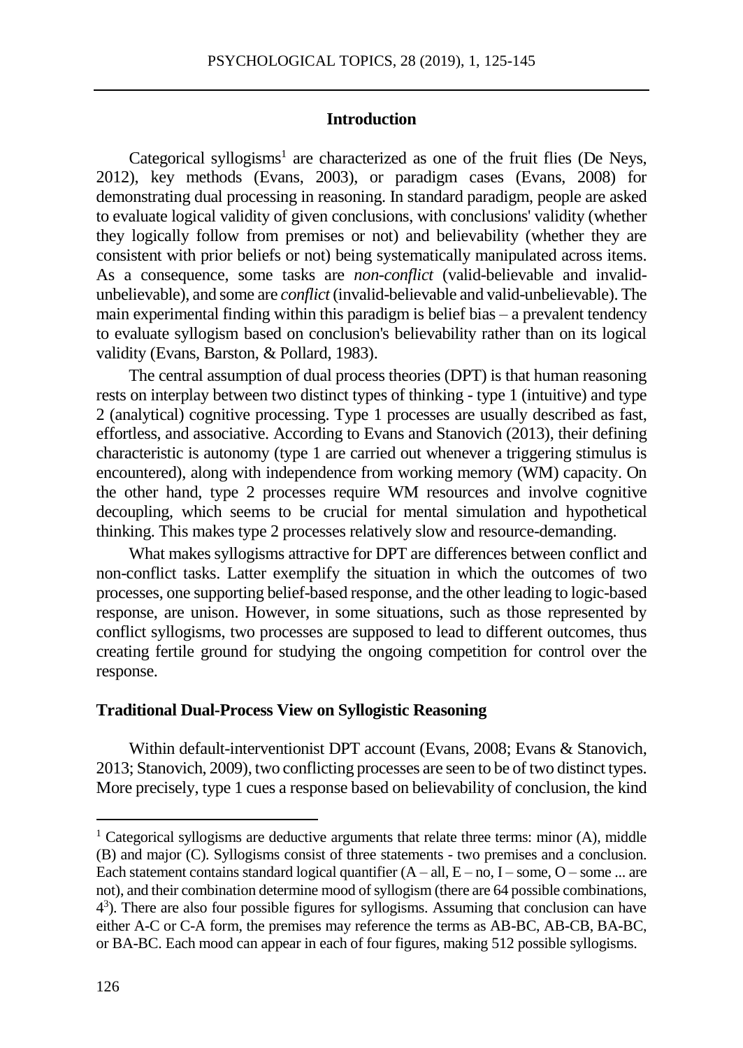## Introduction

Categorical syllogisms[1] are characterized as one of the fruit flies (De Neys, 2012), key methods (Evans, 2003), or paradigm cases (Evans, 2008) for demonstrating dual processing in reasoning. In standard paradigm, people are asked to evaluate logical validity of given conclusions, with conclusions' validity (whether they logically follow from premises or not) and believability (whether they are consistent with prior beliefs or not) being systematically manipulated across items. As a consequence, some tasks are *non-conflict* (valid-believable and invalid-unbelievable), and some are *conflict* (invalid-believable and valid-unbelievable). The main experimental finding within this paradigm is belief bias – a prevalent tendency to evaluate syllogism based on conclusion's believability rather than on its logical validity (Evans, Barston, & Pollard, 1983).

The central assumption of dual process theories (DPT) is that human reasoning rests on interplay between two distinct types of thinking - type 1 (intuitive) and type 2 (analytical) cognitive processing. Type 1 processes are usually described as fast, effortless, and associative. According to Evans and Stanovich (2013), their defining characteristic is autonomy (type 1 are carried out whenever a triggering stimulus is encountered), along with independence from working memory (WM) capacity. On the other hand, type 2 processes require WM resources and involve cognitive decoupling, which seems to be crucial for mental simulation and hypothetical thinking. This makes type 2 processes relatively slow and resource-demanding.

What makes syllogisms attractive for DPT are differences between conflict and non-conflict tasks. Latter exemplify the situation in which the outcomes of two processes, one supporting belief-based response, and the other leading to logic-based response, are unison. However, in some situations, such as those represented by conflict syllogisms, two processes are supposed to lead to different outcomes, thus creating fertile ground for studying the ongoing competition for control over the response.

### Traditional Dual-Process View on Syllogistic Reasoning

Within default-interventionist DPT account (Evans, 2008; Evans & Stanovich, 2013; Stanovich, 2009), two conflicting processes are seen to be of two distinct types. More precisely, type 1 cues a response based on believability of conclusion, the kind

---

[1] Categorical syllogisms are deductive arguments that relate three terms: minor (A), middle (B) and major (C). Syllogisms consist of three statements - two premises and a conclusion. Each statement contains standard logical quantifier (A – all, E – no, I – some, O – some ... are not), and their combination determine mood of syllogism (there are 64 possible combinations, $4^3$). There are also four possible figures for syllogisms. Assuming that conclusion can have either A-C or C-A form, the premises may reference the terms as AB-BC, AB-CB, BA-BC, or BA-BC. Each mood can appear in each of four figures, making 512 possible syllogisms.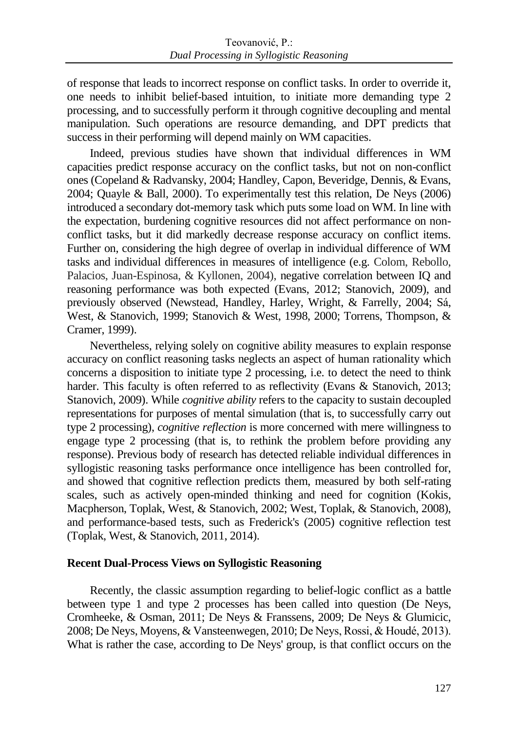of response that leads to incorrect response on conflict tasks. In order to override it, one needs to inhibit belief-based intuition, to initiate more demanding type 2 processing, and to successfully perform it through cognitive decoupling and mental manipulation. Such operations are resource demanding, and DPT predicts that success in their performing will depend mainly on WM capacities.

Indeed, previous studies have shown that individual differences in WM capacities predict response accuracy on the conflict tasks, but not on non-conflict ones (Copeland & Radvansky, 2004; Handley, Capon, Beveridge, Dennis, & Evans, 2004; Quayle & Ball, 2000). To experimentally test this relation, De Neys (2006) introduced a secondary dot-memory task which puts some load on WM. In line with the expectation, burdening cognitive resources did not affect performance on non-conflict tasks, but it did markedly decrease response accuracy on conflict items. Further on, considering the high degree of overlap in individual difference of WM tasks and individual differences in measures of intelligence (e.g. Colom, Rebollo, Palacios, Juan-Espinosa, & Kyllonen, 2004), negative correlation between IQ and reasoning performance was both expected (Evans, 2012; Stanovich, 2009), and previously observed (Newstead, Handley, Harley, Wright, & Farrelly, 2004; Sá, West, & Stanovich, 1999; Stanovich & West, 1998, 2000; Torrens, Thompson, & Cramer, 1999).

Nevertheless, relying solely on cognitive ability measures to explain response accuracy on conflict reasoning tasks neglects an aspect of human rationality which concerns a disposition to initiate type 2 processing, i.e. to detect the need to think harder. This faculty is often referred to as reflectivity (Evans & Stanovich, 2013; Stanovich, 2009). While *cognitive ability* refers to the capacity to sustain decoupled representations for purposes of mental simulation (that is, to successfully carry out type 2 processing), *cognitive reflection* is more concerned with mere willingness to engage type 2 processing (that is, to rethink the problem before providing any response). Previous body of research has detected reliable individual differences in syllogistic reasoning tasks performance once intelligence has been controlled for, and showed that cognitive reflection predicts them, measured by both self-rating scales, such as actively open-minded thinking and need for cognition (Kokis, Macpherson, Toplak, West, & Stanovich, 2002; West, Toplak, & Stanovich, 2008), and performance-based tests, such as Frederick's (2005) cognitive reflection test (Toplak, West, & Stanovich, 2011, 2014).

## Recent Dual-Process Views on Syllogistic Reasoning

Recently, the classic assumption regarding to belief-logic conflict as a battle between type 1 and type 2 processes has been called into question (De Neys, Cromheeke, & Osman, 2011; De Neys & Franssens, 2009; De Neys & Glumicic, 2008; De Neys, Moyens, & Vansteenwegen, 2010; De Neys, Rossi, & Houdé, 2013). What is rather the case, according to De Neys' group, is that conflict occurs on the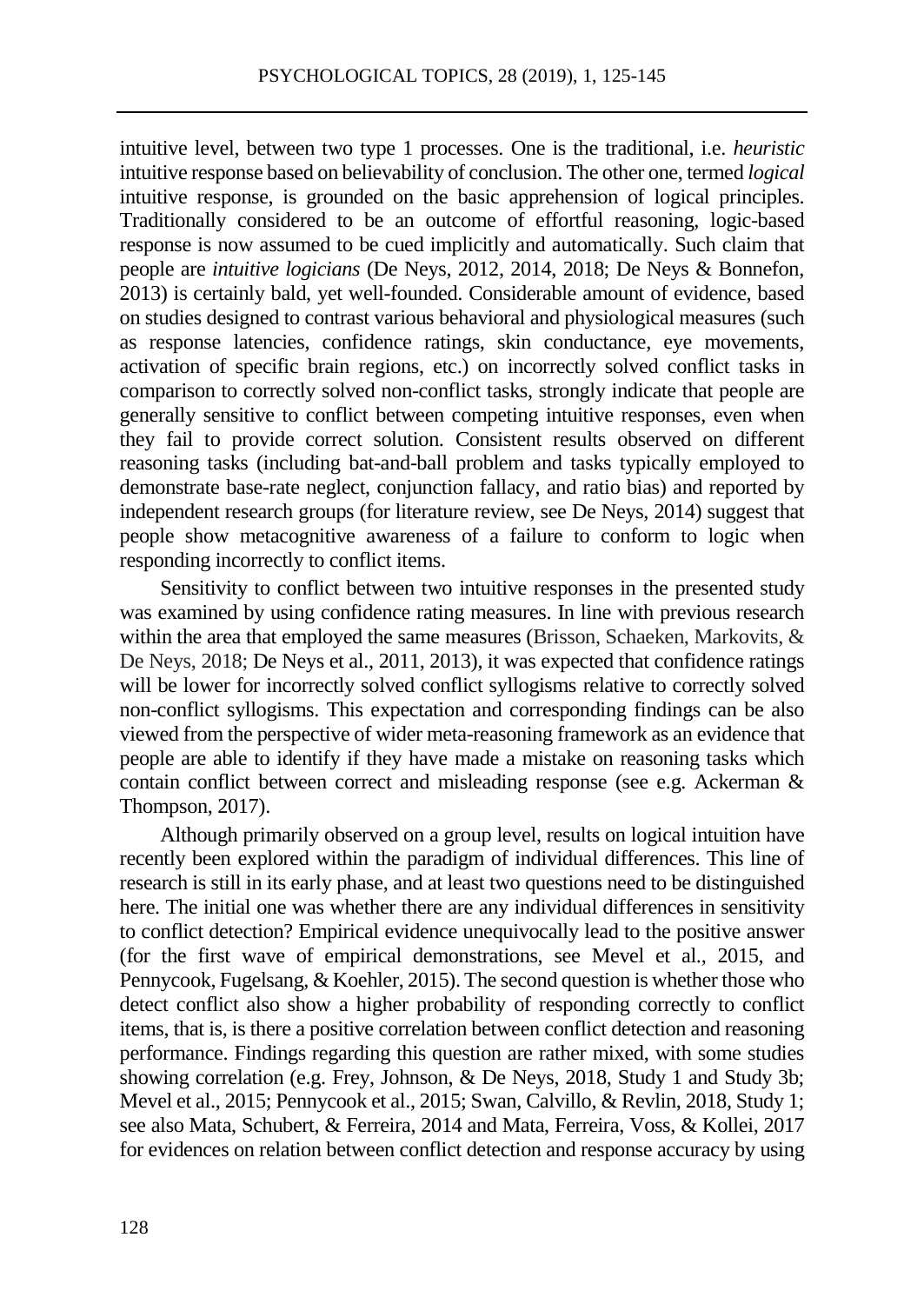intuitive level, between two type 1 processes. One is the traditional, i.e. *heuristic* intuitive response based on believability of conclusion. The other one, termed *logical* intuitive response, is grounded on the basic apprehension of logical principles. Traditionally considered to be an outcome of effortful reasoning, logic-based response is now assumed to be cued implicitly and automatically. Such claim that people are *intuitive logicians* (De Neys, 2012, 2014, 2018; De Neys & Bonnefon, 2013) is certainly bald, yet well-founded. Considerable amount of evidence, based on studies designed to contrast various behavioral and physiological measures (such as response latencies, confidence ratings, skin conductance, eye movements, activation of specific brain regions, etc.) on incorrectly solved conflict tasks in comparison to correctly solved non-conflict tasks, strongly indicate that people are generally sensitive to conflict between competing intuitive responses, even when they fail to provide correct solution. Consistent results observed on different reasoning tasks (including bat-and-ball problem and tasks typically employed to demonstrate base-rate neglect, conjunction fallacy, and ratio bias) and reported by independent research groups (for literature review, see De Neys, 2014) suggest that people show metacognitive awareness of a failure to conform to logic when responding incorrectly to conflict items.

Sensitivity to conflict between two intuitive responses in the presented study was examined by using confidence rating measures. In line with previous research within the area that employed the same measures (Brisson, Schaeken, Markovits, & De Neys, 2018; De Neys et al., 2011, 2013), it was expected that confidence ratings will be lower for incorrectly solved conflict syllogisms relative to correctly solved non-conflict syllogisms. This expectation and corresponding findings can be also viewed from the perspective of wider meta-reasoning framework as an evidence that people are able to identify if they have made a mistake on reasoning tasks which contain conflict between correct and misleading response (see e.g. Ackerman & Thompson, 2017).

Although primarily observed on a group level, results on logical intuition have recently been explored within the paradigm of individual differences. This line of research is still in its early phase, and at least two questions need to be distinguished here. The initial one was whether there are any individual differences in sensitivity to conflict detection? Empirical evidence unequivocally lead to the positive answer (for the first wave of empirical demonstrations, see Mevel et al., 2015, and Pennycook, Fugelsang, & Koehler, 2015). The second question is whether those who detect conflict also show a higher probability of responding correctly to conflict items, that is, is there a positive correlation between conflict detection and reasoning performance. Findings regarding this question are rather mixed, with some studies showing correlation (e.g. Frey, Johnson, & De Neys, 2018, Study 1 and Study 3b; Mevel et al., 2015; Pennycook et al., 2015; Swan, Calvillo, & Revlin, 2018, Study 1; see also Mata, Schubert, & Ferreira, 2014 and Mata, Ferreira, Voss, & Kollei, 2017 for evidences on relation between conflict detection and response accuracy by using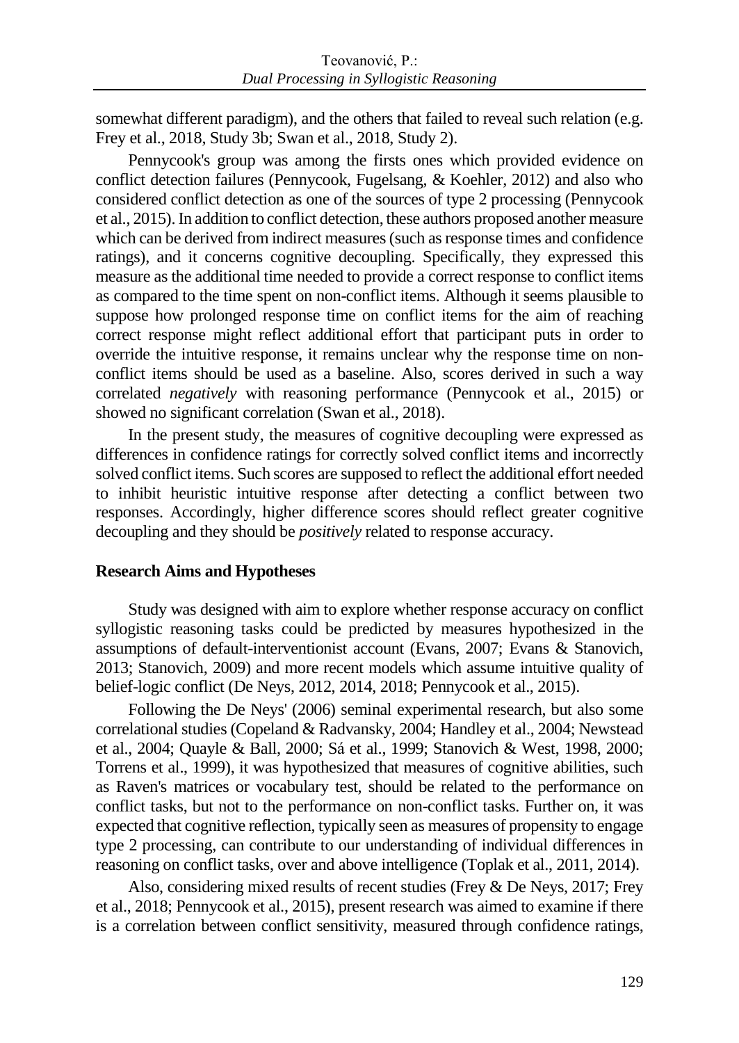somewhat different paradigm), and the others that failed to reveal such relation (e.g. Frey et al., 2018, Study 3b; Swan et al., 2018, Study 2).

Pennycook's group was among the firsts ones which provided evidence on conflict detection failures (Pennycook, Fugelsang, & Koehler, 2012) and also who considered conflict detection as one of the sources of type 2 processing (Pennycook et al., 2015). In addition to conflict detection, these authors proposed another measure which can be derived from indirect measures (such as response times and confidence ratings), and it concerns cognitive decoupling. Specifically, they expressed this measure as the additional time needed to provide a correct response to conflict items as compared to the time spent on non-conflict items. Although it seems plausible to suppose how prolonged response time on conflict items for the aim of reaching correct response might reflect additional effort that participant puts in order to override the intuitive response, it remains unclear why the response time on non-conflict items should be used as a baseline. Also, scores derived in such a way correlated *negatively* with reasoning performance (Pennycook et al., 2015) or showed no significant correlation (Swan et al., 2018).

In the present study, the measures of cognitive decoupling were expressed as differences in confidence ratings for correctly solved conflict items and incorrectly solved conflict items. Such scores are supposed to reflect the additional effort needed to inhibit heuristic intuitive response after detecting a conflict between two responses. Accordingly, higher difference scores should reflect greater cognitive decoupling and they should be *positively* related to response accuracy.

## Research Aims and Hypotheses

Study was designed with aim to explore whether response accuracy on conflict syllogistic reasoning tasks could be predicted by measures hypothesized in the assumptions of default-interventionist account (Evans, 2007; Evans & Stanovich, 2013; Stanovich, 2009) and more recent models which assume intuitive quality of belief-logic conflict (De Neys, 2012, 2014, 2018; Pennycook et al., 2015).

Following the De Neys' (2006) seminal experimental research, but also some correlational studies (Copeland & Radvansky, 2004; Handley et al., 2004; Newstead et al., 2004; Quayle & Ball, 2000; Sá et al., 1999; Stanovich & West, 1998, 2000; Torrens et al., 1999), it was hypothesized that measures of cognitive abilities, such as Raven's matrices or vocabulary test, should be related to the performance on conflict tasks, but not to the performance on non-conflict tasks. Further on, it was expected that cognitive reflection, typically seen as measures of propensity to engage type 2 processing, can contribute to our understanding of individual differences in reasoning on conflict tasks, over and above intelligence (Toplak et al., 2011, 2014).

Also, considering mixed results of recent studies (Frey & De Neys, 2017; Frey et al., 2018; Pennycook et al., 2015), present research was aimed to examine if there is a correlation between conflict sensitivity, measured through confidence ratings,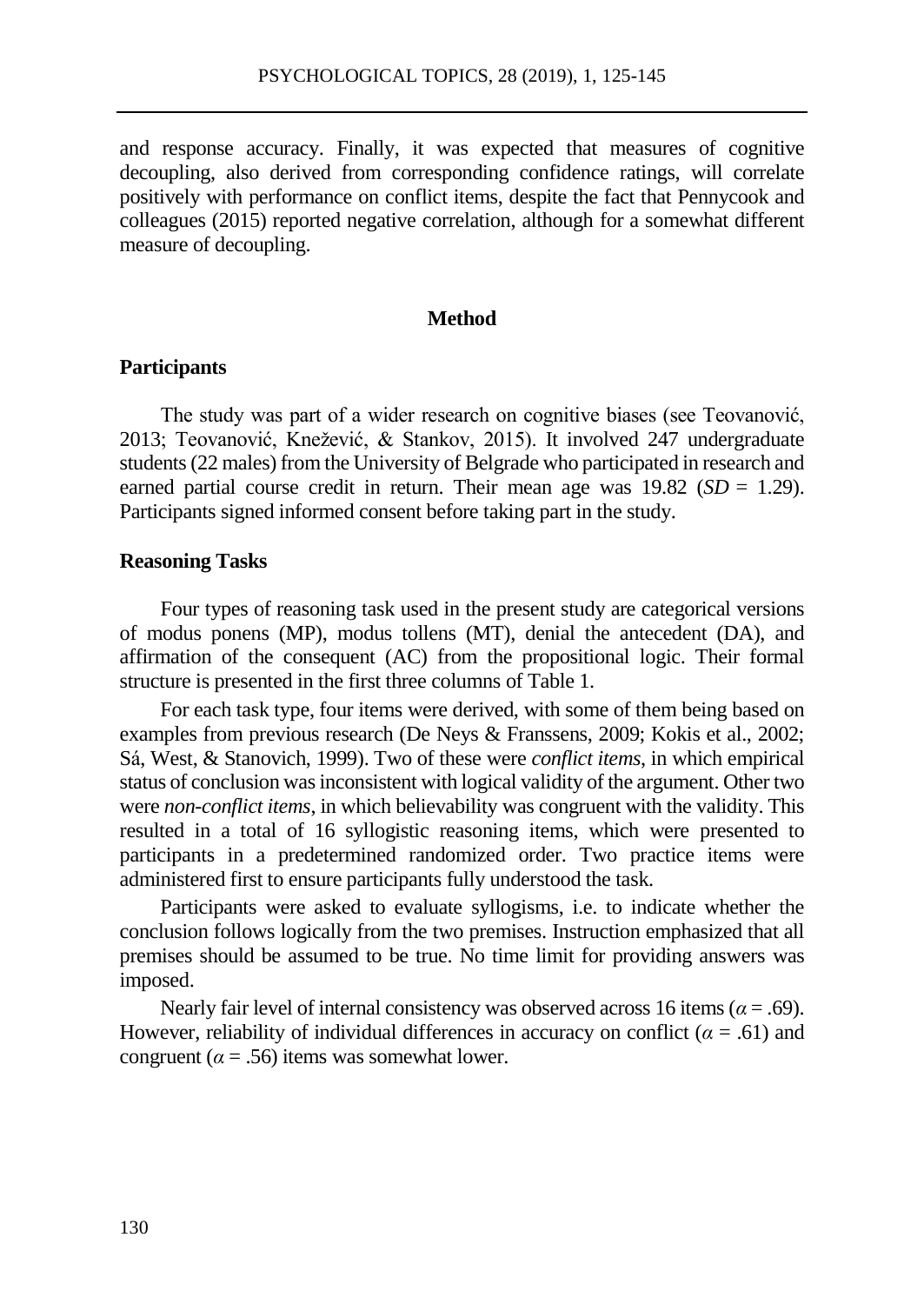and response accuracy. Finally, it was expected that measures of cognitive decoupling, also derived from corresponding confidence ratings, will correlate positively with performance on conflict items, despite the fact that Pennycook and colleagues (2015) reported negative correlation, although for a somewhat different measure of decoupling.

## Method

### Participants

The study was part of a wider research on cognitive biases (see Teovanović, 2013; Teovanović, Knežević, & Stankov, 2015). It involved 247 undergraduate students (22 males) from the University of Belgrade who participated in research and earned partial course credit in return. Their mean age was 19.82 (*SD* = 1.29). Participants signed informed consent before taking part in the study.

### Reasoning Tasks

Four types of reasoning task used in the present study are categorical versions of modus ponens (MP), modus tollens (MT), denial the antecedent (DA), and affirmation of the consequent (AC) from the propositional logic. Their formal structure is presented in the first three columns of Table 1.

For each task type, four items were derived, with some of them being based on examples from previous research (De Neys & Franssens, 2009; Kokis et al., 2002; Sá, West, & Stanovich, 1999). Two of these were *conflict items*, in which empirical status of conclusion was inconsistent with logical validity of the argument. Other two were *non-conflict items*, in which believability was congruent with the validity. This resulted in a total of 16 syllogistic reasoning items, which were presented to participants in a predetermined randomized order. Two practice items were administered first to ensure participants fully understood the task.

Participants were asked to evaluate syllogisms, i.e. to indicate whether the conclusion follows logically from the two premises. Instruction emphasized that all premises should be assumed to be true. No time limit for providing answers was imposed.

Nearly fair level of internal consistency was observed across 16 items ($\alpha = .69$). However, reliability of individual differences in accuracy on conflict ($\alpha = .61$) and congruent ($\alpha = .56$) items was somewhat lower.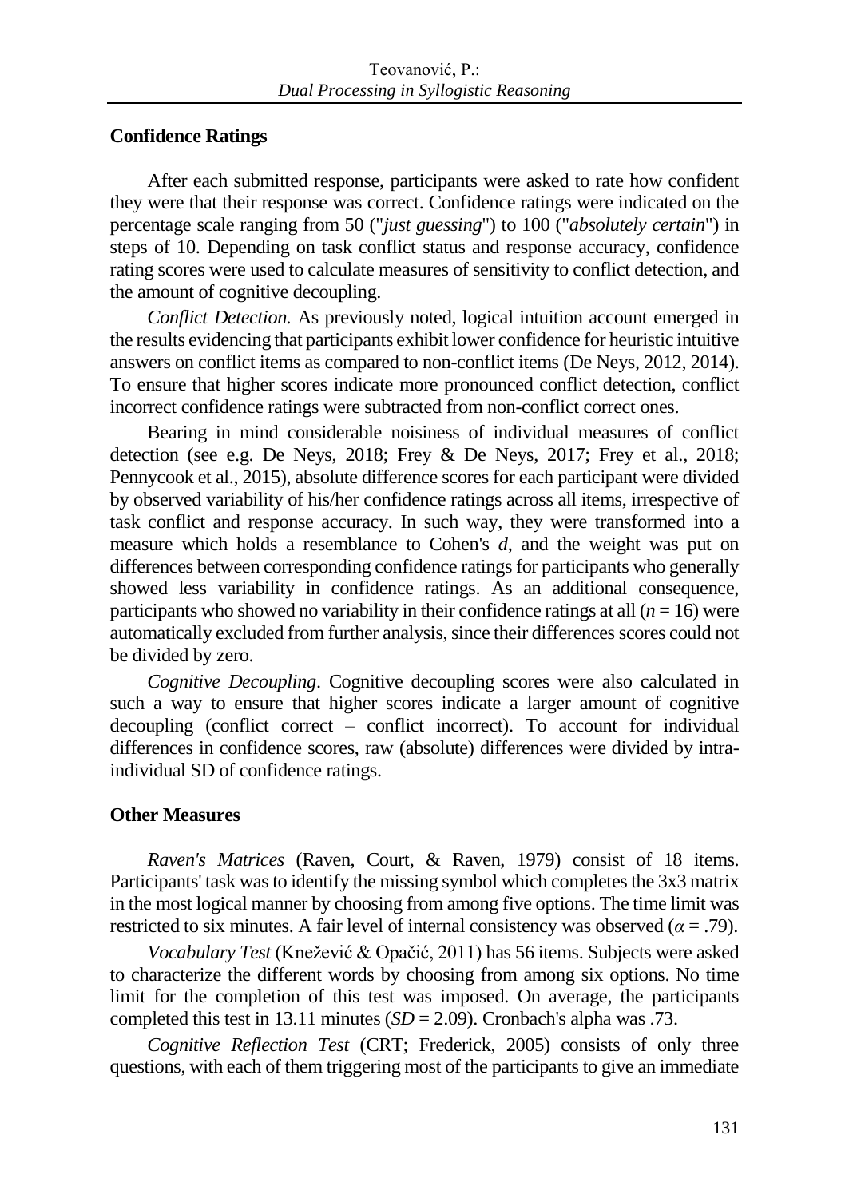### Confidence Ratings

After each submitted response, participants were asked to rate how confident they were that their response was correct. Confidence ratings were indicated on the percentage scale ranging from 50 ("*just guessing*") to 100 ("*absolutely certain*") in steps of 10. Depending on task conflict status and response accuracy, confidence rating scores were used to calculate measures of sensitivity to conflict detection, and the amount of cognitive decoupling.

*Conflict Detection.* As previously noted, logical intuition account emerged in the results evidencing that participants exhibit lower confidence for heuristic intuitive answers on conflict items as compared to non-conflict items (De Neys, 2012, 2014). To ensure that higher scores indicate more pronounced conflict detection, conflict incorrect confidence ratings were subtracted from non-conflict correct ones.

Bearing in mind considerable noisiness of individual measures of conflict detection (see e.g. De Neys, 2018; Frey & De Neys, 2017; Frey et al., 2018; Pennycook et al., 2015), absolute difference scores for each participant were divided by observed variability of his/her confidence ratings across all items, irrespective of task conflict and response accuracy. In such way, they were transformed into a measure which holds a resemblance to Cohen's *d*, and the weight was put on differences between corresponding confidence ratings for participants who generally showed less variability in confidence ratings. As an additional consequence, participants who showed no variability in their confidence ratings at all ($n = 16$) were automatically excluded from further analysis, since their differences scores could not be divided by zero.

*Cognitive Decoupling*. Cognitive decoupling scores were also calculated in such a way to ensure that higher scores indicate a larger amount of cognitive decoupling (conflict correct – conflict incorrect). To account for individual differences in confidence scores, raw (absolute) differences were divided by intra-individual SD of confidence ratings.

### Other Measures

*Raven's Matrices* (Raven, Court, & Raven, 1979) consist of 18 items. Participants' task was to identify the missing symbol which completes the 3x3 matrix in the most logical manner by choosing from among five options. The time limit was restricted to six minutes. A fair level of internal consistency was observed ($\alpha = .79$).

*Vocabulary Test* (Knežević & Opačić, 2011) has 56 items. Subjects were asked to characterize the different words by choosing from among six options. No time limit for the completion of this test was imposed. On average, the participants completed this test in 13.11 minutes ($SD = 2.09$). Cronbach's alpha was .73.

*Cognitive Reflection Test* (CRT; Frederick, 2005) consists of only three questions, with each of them triggering most of the participants to give an immediate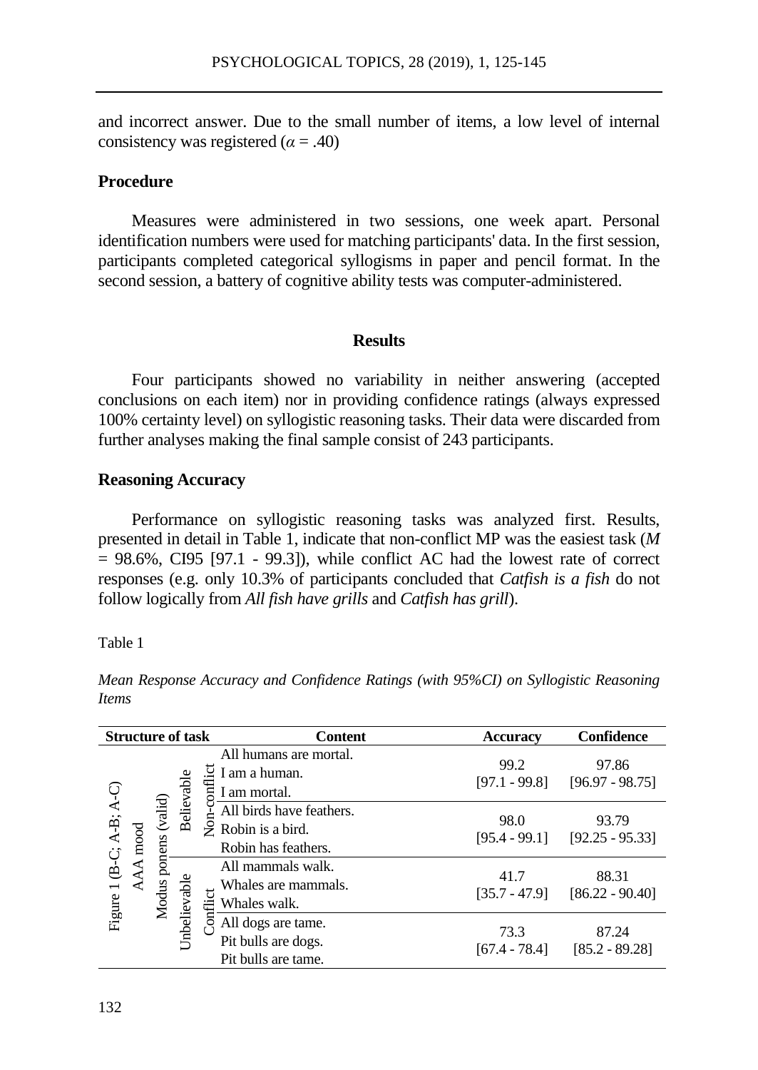and incorrect answer. Due to the small number of items, a low level of internal consistency was registered ($\alpha$ = .40)

### Procedure

Measures were administered in two sessions, one week apart. Personal identification numbers were used for matching participants' data. In the first session, participants completed categorical syllogisms in paper and pencil format. In the second session, a battery of cognitive ability tests was computer-administered.

## Results

Four participants showed no variability in neither answering (accepted conclusions on each item) nor in providing confidence ratings (always expressed 100% certainty level) on syllogistic reasoning tasks. Their data were discarded from further analyses making the final sample consist of 243 participants.

### Reasoning Accuracy

Performance on syllogistic reasoning tasks was analyzed first. Results, presented in detail in Table 1, indicate that non-conflict MP was the easiest task ($M$ = 98.6%, CI95 [97.1 - 99.3]), while conflict AC had the lowest rate of correct responses (e.g. only 10.3% of participants concluded that *Catfish is a fish* do not follow logically from *All fish have grills* and *Catfish has grill*).

Table 1

*Mean Response Accuracy and Confidence Ratings (with 95%CI) on Syllogistic Reasoning Items*

| Structure of task | | | | Content | Accuracy | Confidence |
|---|---|---|---|---|---|---|
| Figure 1 (B-C; A-B; A-C) AAA mood | Modus ponens (valid) | Believable | Non-conflict | All humans are mortal. I am a human. I am mortal. | 99.2 [97.1 - 99.8] | 97.86 [96.97 - 98.75] |
| | | | | All birds have feathers. Robin is a bird. Robin has feathers. | 98.0 [95.4 - 99.1] | 93.79 [92.25 - 95.33] |
| | | Unbelievable | Conflict | All mammals walk. Whales are mammals. Whales walk. | 41.7 [35.7 - 47.9] | 88.31 [86.22 - 90.40] |
| | | | | All dogs are tame. Pit bulls are dogs. Pit bulls are tame. | 73.3 [67.4 - 78.4] | 87.24 [85.2 - 89.28] |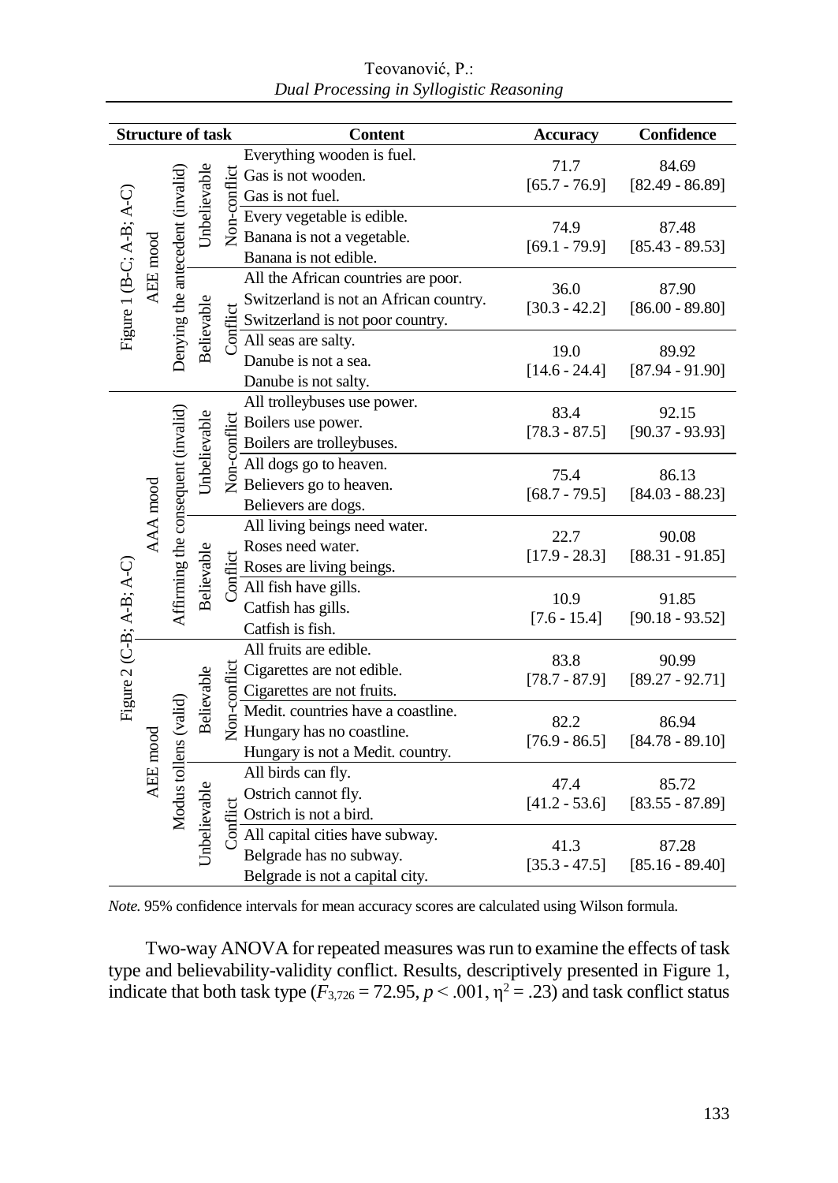| Structure of task | | | | Content | Accuracy | Confidence |
|---|---|---|---|---|---|---|
| Figure 1 (B-C; A-B; A-C) AEE mood | Denying the antecedent (invalid) | Unbelievable | Non-conflict | Everything wooden is fuel.<br>Gas is not wooden.<br>Gas is not fuel. | 71.7<br>[65.7 - 76.9] | 84.69<br>[82.49 - 86.89] |
| | | | | Every vegetable is edible.<br>Banana is not a vegetable.<br>Banana is not edible. | 74.9<br>[69.1 - 79.9] | 87.48<br>[85.43 - 89.53] |
| | | Believable | Conflict | All the African countries are poor.<br>Switzerland is not an African country.<br>Switzerland is not poor country. | 36.0<br>[30.3 - 42.2] | 87.90<br>[86.00 - 89.80] |
| | | | | All seas are salty.<br>Danube is not a sea.<br>Danube is not salty. | 19.0<br>[14.6 - 24.4] | 89.92<br>[87.94 - 91.90] |
| Figure 2 (C-B; A-B; A-C) AAA mood | Affirming the consequent (invalid) | Unbelievable | Non-conflict | All trolleybuses use power.<br>Boilers use power.<br>Boilers are trolleybuses. | 83.4<br>[78.3 - 87.5] | 92.15<br>[90.37 - 93.93] |
| | | | | All dogs go to heaven.<br>Believers go to heaven.<br>Believers are dogs. | 75.4<br>[68.7 - 79.5] | 86.13<br>[84.03 - 88.23] |
| | | Believable | Conflict | All living beings need water.<br>Roses need water.<br>Roses are living beings. | 22.7<br>[17.9 - 28.3] | 90.08<br>[88.31 - 91.85] |
| | | | | All fish have gills.<br>Catfish has gills.<br>Catfish is fish. | 10.9<br>[7.6 - 15.4] | 91.85<br>[90.18 - 93.52] |
| Figure 2 (C-B; A-B; A-C) AEE mood | Modus tollens (valid) | Believable | Non-conflict | All fruits are edible.<br>Cigarettes are not edible.<br>Cigarettes are not fruits. | 83.8<br>[78.7 - 87.9] | 90.99<br>[89.27 - 92.71] |
| | | | | Medit. countries have a coastline.<br>Hungary has no coastline.<br>Hungary is not a Medit. country. | 82.2<br>[76.9 - 86.5] | 86.94<br>[84.78 - 89.10] |
| | | Unbelievable | Conflict | All birds can fly.<br>Ostrich cannot fly.<br>Ostrich is not a bird. | 47.4<br>[41.2 - 53.6] | 85.72<br>[83.55 - 87.89] |
| | | | | All capital cities have subway.<br>Belgrade has no subway.<br>Belgrade is not a capital city. | 41.3<br>[35.3 - 47.5] | 87.28<br>[85.16 - 89.40] |

*Note.* 95% confidence intervals for mean accuracy scores are calculated using Wilson formula.

Two-way ANOVA for repeated measures was run to examine the effects of task type and believability-validity conflict. Results, descriptively presented in Figure 1, indicate that both task type ($F_{3,726} = 72.95$, $p < .001$, $\eta^2 = .23$) and task conflict status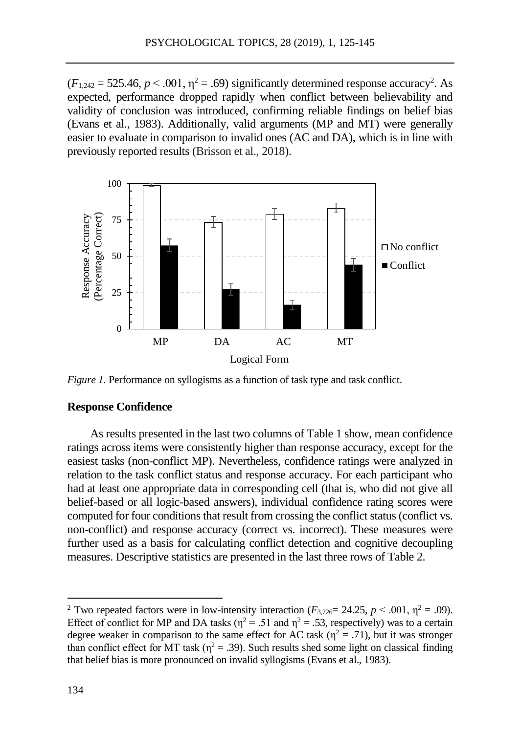($F_{1,242} = 525.46$, $p < .001$, $\eta^2 = .69$) significantly determined response accuracy[2]. As expected, performance dropped rapidly when conflict between believability and validity of conclusion was introduced, confirming reliable findings on belief bias (Evans et al., 1983). Additionally, valid arguments (MP and MT) were generally easier to evaluate in comparison to invalid ones (AC and DA), which is in line with previously reported results (Brisson et al., 2018).

*Figure 1.* Performance on syllogisms as a function of task type and task conflict.

### Response Confidence

As results presented in the last two columns of Table 1 show, mean confidence ratings across items were consistently higher than response accuracy, except for the easiest tasks (non-conflict MP). Nevertheless, confidence ratings were analyzed in relation to the task conflict status and response accuracy. For each participant who had at least one appropriate data in corresponding cell (that is, who did not give all belief-based or all logic-based answers), individual confidence rating scores were computed for four conditions that result from crossing the conflict status (conflict vs. non-conflict) and response accuracy (correct vs. incorrect). These measures were further used as a basis for calculating conflict detection and cognitive decoupling measures. Descriptive statistics are presented in the last three rows of Table 2.

---

[2] Two repeated factors were in low-intensity interaction ($F_{3,726} = 24.25$, $p < .001$, $\eta^2 = .09$). Effect of conflict for MP and DA tasks ($\eta^2 = .51$ and $\eta^2 = .53$, respectively) was to a certain degree weaker in comparison to the same effect for AC task ($\eta^2 = .71$), but it was stronger than conflict effect for MT task ($\eta^2 = .39$). Such results shed some light on classical finding that belief bias is more pronounced on invalid syllogisms (Evans et al., 1983).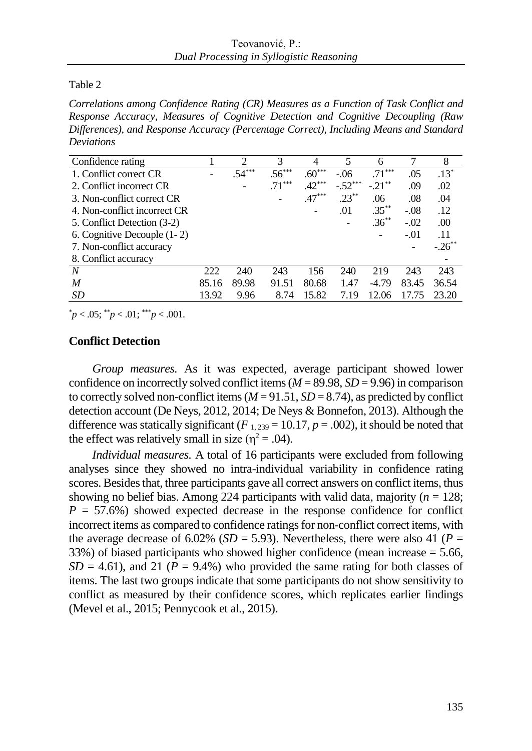Table 2

*Correlations among Confidence Rating (CR) Measures as a Function of Task Conflict and Response Accuracy, Measures of Cognitive Detection and Cognitive Decoupling (Raw Differences), and Response Accuracy (Percentage Correct), Including Means and Standard Deviations*

| Confidence rating | 1 | 2 | 3 | 4 | 5 | 6 | 7 | 8 |
|---|---|---|---|---|---|---|---|---|
| 1. Conflict correct CR | - | .54*** | .56*** | .60*** | -.06 | .71*** | .05 | .13* |
| 2. Conflict incorrect CR | | - | .71*** | .42*** | -.52*** | -.21** | .09 | .02 |
| 3. Non-conflict correct CR | | | - | .47*** | .23** | .06 | .08 | .04 |
| 4. Non-conflict incorrect CR | | | | - | .01 | .35** | -.08 | .12 |
| 5. Conflict Detection (3-2) | | | | | - | .36** | -.02 | .00 |
| 6. Cognitive Decouple (1- 2) | | | | | | - | -.01 | .11 |
| 7. Non-conflict accuracy | | | | | | | - | -.26** |
| 8. Conflict accuracy | | | | | | | | - |
| *N* | 222 | 240 | 243 | 156 | 240 | 219 | 243 | 243 |
| *M* | 85.16 | 89.98 | 91.51 | 80.68 | 1.47 | -4.79 | 83.45 | 36.54 |
| *SD* | 13.92 | 9.96 | 8.74 | 15.82 | 7.19 | 12.06 | 17.75 | 23.20 |

*$p < .05$; **$p < .01$; ***$p < .001$.

## Conflict Detection

*Group measures.* As it was expected, average participant showed lower confidence on incorrectly solved conflict items ($M = 89.98$, $SD = 9.96$) in comparison to correctly solved non-conflict items ($M = 91.51$, $SD = 8.74$), as predicted by conflict detection account (De Neys, 2012, 2014; De Neys & Bonnefon, 2013). Although the difference was statically significant ($F_{1, 239} = 10.17$, $p = .002$), it should be noted that the effect was relatively small in size ($\eta^2 = .04$).

*Individual measures.* A total of 16 participants were excluded from following analyses since they showed no intra-individual variability in confidence rating scores. Besides that, three participants gave all correct answers on conflict items, thus showing no belief bias. Among 224 participants with valid data, majority ($n = 128$; $P = 57.6\%$) showed expected decrease in the response confidence for conflict incorrect items as compared to confidence ratings for non-conflict correct items, with the average decrease of 6.02% ($SD = 5.93$). Nevertheless, there were also 41 ($P = 33\%$) of biased participants who showed higher confidence (mean increase = 5.66, $SD = 4.61$), and 21 ($P = 9.4\%$) who provided the same rating for both classes of items. The last two groups indicate that some participants do not show sensitivity to conflict as measured by their confidence scores, which replicates earlier findings (Mevel et al., 2015; Pennycook et al., 2015).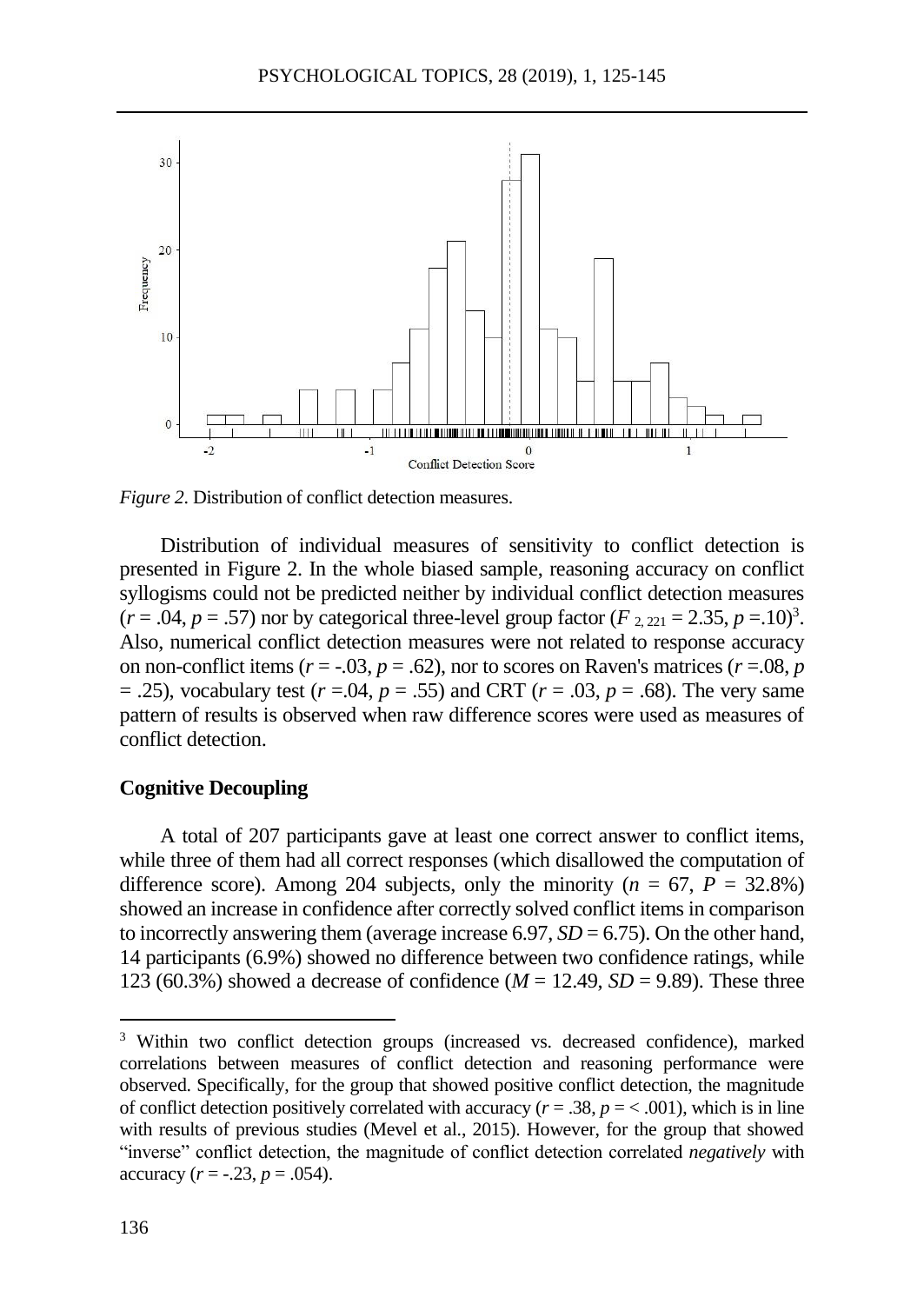*Figure 2*. Distribution of conflict detection measures.

Distribution of individual measures of sensitivity to conflict detection is presented in Figure 2. In the whole biased sample, reasoning accuracy on conflict syllogisms could not be predicted neither by individual conflict detection measures ($r$ = .04, $p$ = .57) nor by categorical three-level group factor ($F_{2, 221}$ = 2.35, $p$ =.10)[3]. Also, numerical conflict detection measures were not related to response accuracy on non-conflict items ($r$ = -.03, $p$ = .62), nor to scores on Raven's matrices ($r$ =.08, $p$ = .25), vocabulary test ($r$ =.04, $p$ = .55) and CRT ($r$ = .03, $p$ = .68). The very same pattern of results is observed when raw difference scores were used as measures of conflict detection.

**Cognitive Decoupling**

A total of 207 participants gave at least one correct answer to conflict items, while three of them had all correct responses (which disallowed the computation of difference score). Among 204 subjects, only the minority ($n$ = 67, $P$ = 32.8%) showed an increase in confidence after correctly solved conflict items in comparison to incorrectly answering them (average increase 6.97, $SD$ = 6.75). On the other hand, 14 participants (6.9%) showed no difference between two confidence ratings, while 123 (60.3%) showed a decrease of confidence ($M$ = 12.49, $SD$ = 9.89). These three

[3] Within two conflict detection groups (increased vs. decreased confidence), marked correlations between measures of conflict detection and reasoning performance were observed. Specifically, for the group that showed positive conflict detection, the magnitude of conflict detection positively correlated with accuracy ($r$ = .38, $p$ = < .001), which is in line with results of previous studies (Mevel et al., 2015). However, for the group that showed "inverse" conflict detection, the magnitude of conflict detection correlated *negatively* with accuracy ($r$ = -.23, $p$ = .054).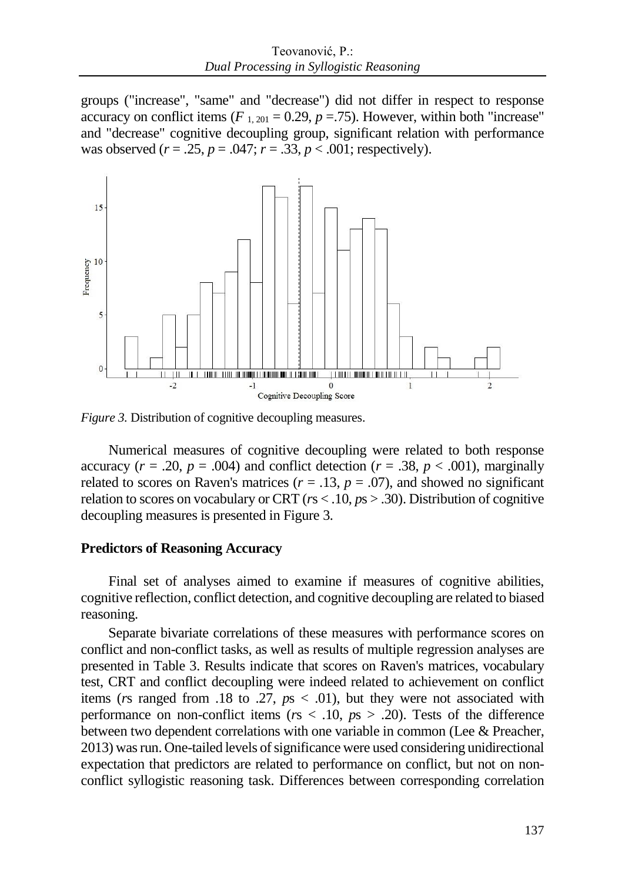groups ("increase", "same" and "decrease") did not differ in respect to response accuracy on conflict items ($F_{1, 201} = 0.29$, $p$ =.75). However, within both "increase" and "decrease" cognitive decoupling group, significant relation with performance was observed ($r$ = .25, $p$ = .047; $r$ = .33, $p$ < .001; respectively).

*Figure 3.* Distribution of cognitive decoupling measures.

Numerical measures of cognitive decoupling were related to both response accuracy ($r$ = .20, $p$ = .004) and conflict detection ($r$ = .38, $p$ < .001), marginally related to scores on Raven's matrices ($r$ = .13, $p$ = .07), and showed no significant relation to scores on vocabulary or CRT ($r$s < .10, $p$s > .30). Distribution of cognitive decoupling measures is presented in Figure 3.

## Predictors of Reasoning Accuracy

Final set of analyses aimed to examine if measures of cognitive abilities, cognitive reflection, conflict detection, and cognitive decoupling are related to biased reasoning.

Separate bivariate correlations of these measures with performance scores on conflict and non-conflict tasks, as well as results of multiple regression analyses are presented in Table 3. Results indicate that scores on Raven's matrices, vocabulary test, CRT and conflict decoupling were indeed related to achievement on conflict items ($r$s ranged from .18 to .27, $p$s < .01), but they were not associated with performance on non-conflict items ($r$s < .10, $p$s > .20). Tests of the difference between two dependent correlations with one variable in common (Lee & Preacher, 2013) was run. One-tailed levels of significance were used considering unidirectional expectation that predictors are related to performance on conflict, but not on non-conflict syllogistic reasoning task. Differences between corresponding correlation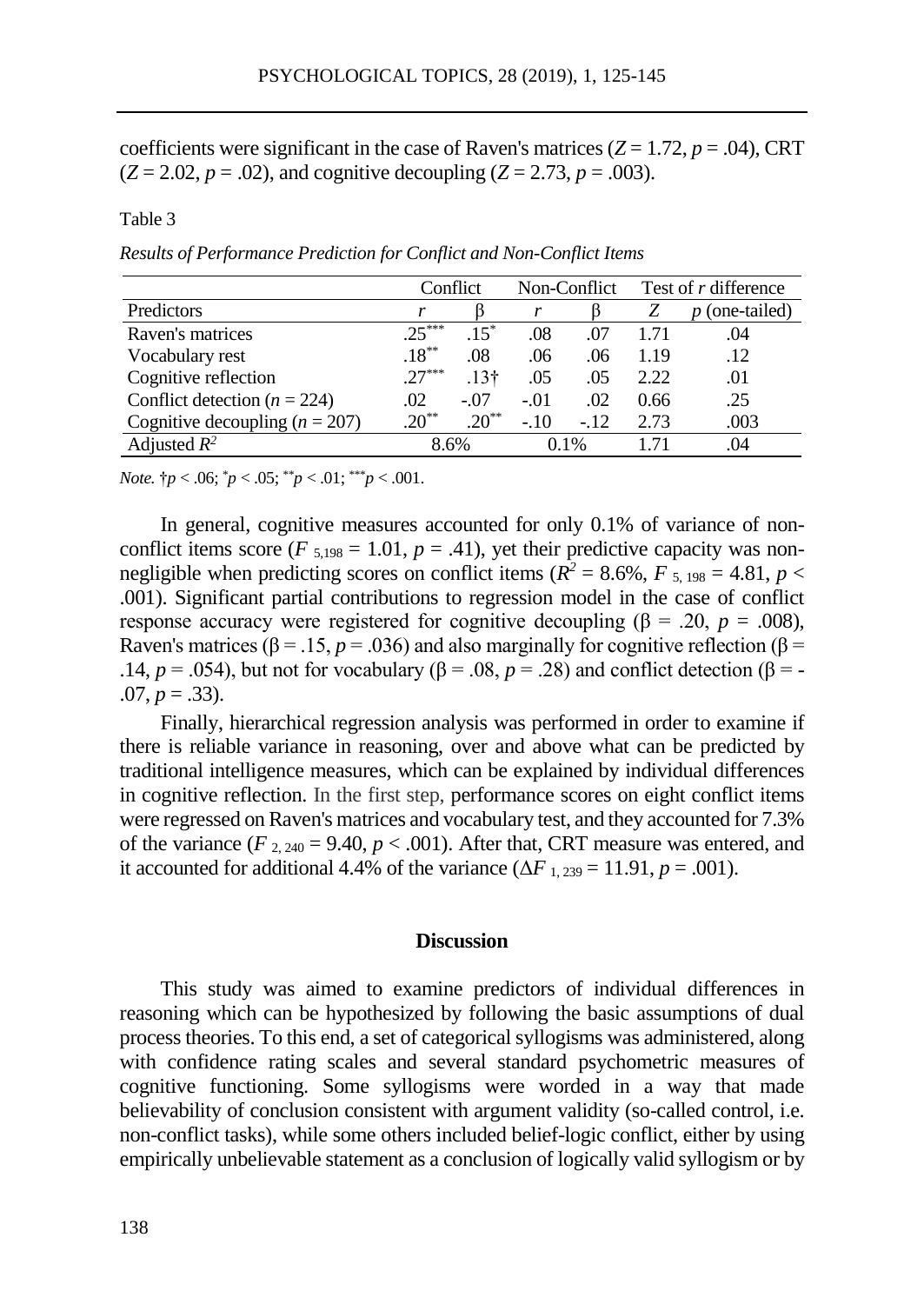coefficients were significant in the case of Raven's matrices ($Z = 1.72$, $p = .04$), CRT ($Z = 2.02$, $p = .02$), and cognitive decoupling ($Z = 2.73$, $p = .003$).

Table 3

*Results of Performance Prediction for Conflict and Non-Conflict Items*

| | Conflict | | Non-Conflict | | Test of *r* difference | |
|---|---|---|---|---|---|---|
| Predictors | *r* | β | *r* | β | *Z* | *p* (one-tailed) |
| Raven's matrices | .25*** | .15* | .08 | .07 | 1.71 | .04 |
| Vocabulary rest | .18** | .08 | .06 | .06 | 1.19 | .12 |
| Cognitive reflection | .27*** | .13† | .05 | .05 | 2.22 | .01 |
| Conflict detection ($n = 224$) | .02 | -.07 | -.01 | .02 | 0.66 | .25 |
| Cognitive decoupling ($n = 207$) | .20** | .20** | -.10 | -.12 | 2.73 | .003 |
| Adjusted $R^2$ | 8.6% | | 0.1% | | 1.71 | .04 |

*Note.* †$p < .06$; *$p < .05$; **$p < .01$; ***$p < .001$.

In general, cognitive measures accounted for only 0.1% of variance of non-conflict items score ($F_{5,198} = 1.01$, $p = .41$), yet their predictive capacity was non-negligible when predicting scores on conflict items ($R^2 = 8.6\%$, $F_{5, 198} = 4.81$, $p < .001$). Significant partial contributions to regression model in the case of conflict response accuracy were registered for cognitive decoupling ($\beta = .20$, $p = .008$), Raven's matrices ($\beta = .15$, $p = .036$) and also marginally for cognitive reflection ($\beta = .14$, $p = .054$), but not for vocabulary ($\beta = .08$, $p = .28$) and conflict detection ($\beta = -.07$, $p = .33$).

Finally, hierarchical regression analysis was performed in order to examine if there is reliable variance in reasoning, over and above what can be predicted by traditional intelligence measures, which can be explained by individual differences in cognitive reflection. In the first step, performance scores on eight conflict items were regressed on Raven's matrices and vocabulary test, and they accounted for 7.3% of the variance ($F_{2, 240} = 9.40$, $p < .001$). After that, CRT measure was entered, and it accounted for additional 4.4% of the variance ($\Delta F_{1, 239} = 11.91$, $p = .001$).

## Discussion

This study was aimed to examine predictors of individual differences in reasoning which can be hypothesized by following the basic assumptions of dual process theories. To this end, a set of categorical syllogisms was administered, along with confidence rating scales and several standard psychometric measures of cognitive functioning. Some syllogisms were worded in a way that made believability of conclusion consistent with argument validity (so-called control, i.e. non-conflict tasks), while some others included belief-logic conflict, either by using empirically unbelievable statement as a conclusion of logically valid syllogism or by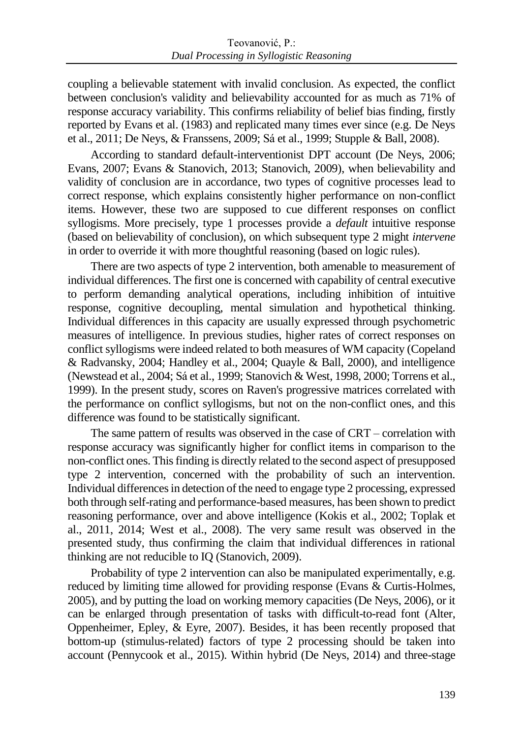coupling a believable statement with invalid conclusion. As expected, the conflict between conclusion's validity and believability accounted for as much as 71% of response accuracy variability. This confirms reliability of belief bias finding, firstly reported by Evans et al. (1983) and replicated many times ever since (e.g. De Neys et al., 2011; De Neys, & Franssens, 2009; Sá et al., 1999; Stupple & Ball, 2008).

According to standard default-interventionist DPT account (De Neys, 2006; Evans, 2007; Evans & Stanovich, 2013; Stanovich, 2009), when believability and validity of conclusion are in accordance, two types of cognitive processes lead to correct response, which explains consistently higher performance on non-conflict items. However, these two are supposed to cue different responses on conflict syllogisms. More precisely, type 1 processes provide a *default* intuitive response (based on believability of conclusion), on which subsequent type 2 might *intervene* in order to override it with more thoughtful reasoning (based on logic rules).

There are two aspects of type 2 intervention, both amenable to measurement of individual differences. The first one is concerned with capability of central executive to perform demanding analytical operations, including inhibition of intuitive response, cognitive decoupling, mental simulation and hypothetical thinking. Individual differences in this capacity are usually expressed through psychometric measures of intelligence. In previous studies, higher rates of correct responses on conflict syllogisms were indeed related to both measures of WM capacity (Copeland & Radvansky, 2004; Handley et al., 2004; Quayle & Ball, 2000), and intelligence (Newstead et al., 2004; Sá et al., 1999; Stanovich & West, 1998, 2000; Torrens et al., 1999). In the present study, scores on Raven's progressive matrices correlated with the performance on conflict syllogisms, but not on the non-conflict ones, and this difference was found to be statistically significant.

The same pattern of results was observed in the case of CRT – correlation with response accuracy was significantly higher for conflict items in comparison to the non-conflict ones. This finding is directly related to the second aspect of presupposed type 2 intervention, concerned with the probability of such an intervention. Individual differences in detection of the need to engage type 2 processing, expressed both through self-rating and performance-based measures, has been shown to predict reasoning performance, over and above intelligence (Kokis et al., 2002; Toplak et al., 2011, 2014; West et al., 2008). The very same result was observed in the presented study, thus confirming the claim that individual differences in rational thinking are not reducible to IQ (Stanovich, 2009).

Probability of type 2 intervention can also be manipulated experimentally, e.g. reduced by limiting time allowed for providing response (Evans & Curtis-Holmes, 2005), and by putting the load on working memory capacities (De Neys, 2006), or it can be enlarged through presentation of tasks with difficult-to-read font (Alter, Oppenheimer, Epley, & Eyre, 2007). Besides, it has been recently proposed that bottom-up (stimulus-related) factors of type 2 processing should be taken into account (Pennycook et al., 2015). Within hybrid (De Neys, 2014) and three-stage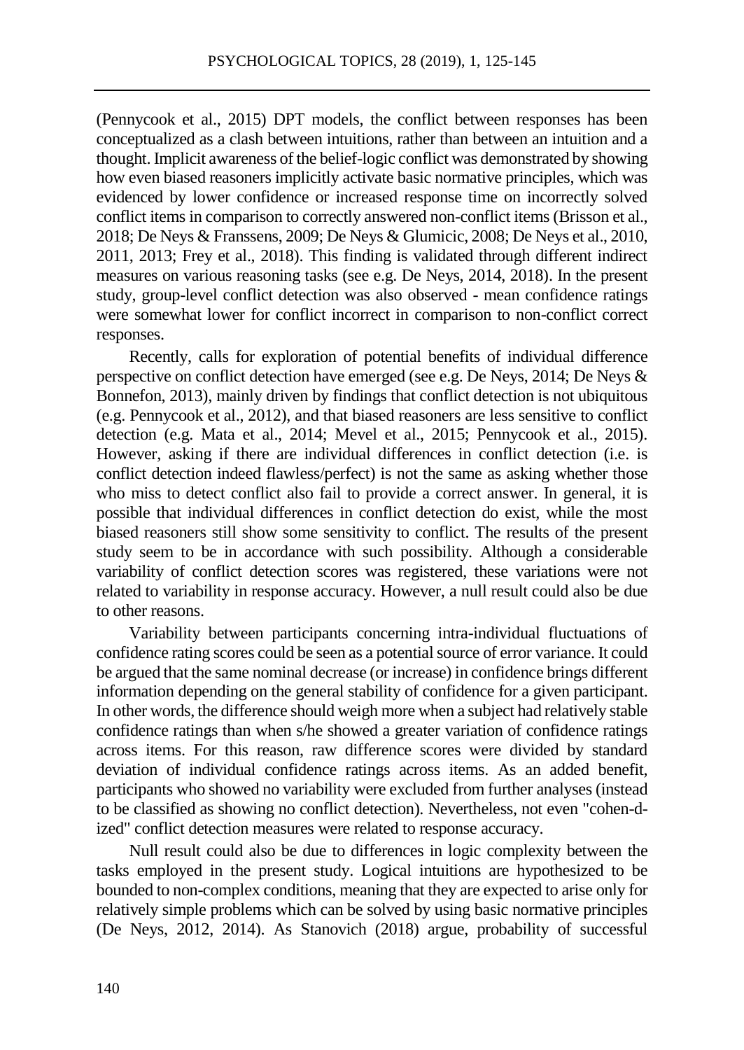(Pennycook et al., 2015) DPT models, the conflict between responses has been conceptualized as a clash between intuitions, rather than between an intuition and a thought. Implicit awareness of the belief-logic conflict was demonstrated by showing how even biased reasoners implicitly activate basic normative principles, which was evidenced by lower confidence or increased response time on incorrectly solved conflict items in comparison to correctly answered non-conflict items (Brisson et al., 2018; De Neys & Franssens, 2009; De Neys & Glumicic, 2008; De Neys et al., 2010, 2011, 2013; Frey et al., 2018). This finding is validated through different indirect measures on various reasoning tasks (see e.g. De Neys, 2014, 2018). In the present study, group-level conflict detection was also observed - mean confidence ratings were somewhat lower for conflict incorrect in comparison to non-conflict correct responses.

Recently, calls for exploration of potential benefits of individual difference perspective on conflict detection have emerged (see e.g. De Neys, 2014; De Neys & Bonnefon, 2013), mainly driven by findings that conflict detection is not ubiquitous (e.g. Pennycook et al., 2012), and that biased reasoners are less sensitive to conflict detection (e.g. Mata et al., 2014; Mevel et al., 2015; Pennycook et al., 2015). However, asking if there are individual differences in conflict detection (i.e. is conflict detection indeed flawless/perfect) is not the same as asking whether those who miss to detect conflict also fail to provide a correct answer. In general, it is possible that individual differences in conflict detection do exist, while the most biased reasoners still show some sensitivity to conflict. The results of the present study seem to be in accordance with such possibility. Although a considerable variability of conflict detection scores was registered, these variations were not related to variability in response accuracy. However, a null result could also be due to other reasons.

Variability between participants concerning intra-individual fluctuations of confidence rating scores could be seen as a potential source of error variance. It could be argued that the same nominal decrease (or increase) in confidence brings different information depending on the general stability of confidence for a given participant. In other words, the difference should weigh more when a subject had relatively stable confidence ratings than when s/he showed a greater variation of confidence ratings across items. For this reason, raw difference scores were divided by standard deviation of individual confidence ratings across items. As an added benefit, participants who showed no variability were excluded from further analyses (instead to be classified as showing no conflict detection). Nevertheless, not even "cohen-d-ized" conflict detection measures were related to response accuracy.

Null result could also be due to differences in logic complexity between the tasks employed in the present study. Logical intuitions are hypothesized to be bounded to non-complex conditions, meaning that they are expected to arise only for relatively simple problems which can be solved by using basic normative principles (De Neys, 2012, 2014). As Stanovich (2018) argue, probability of successful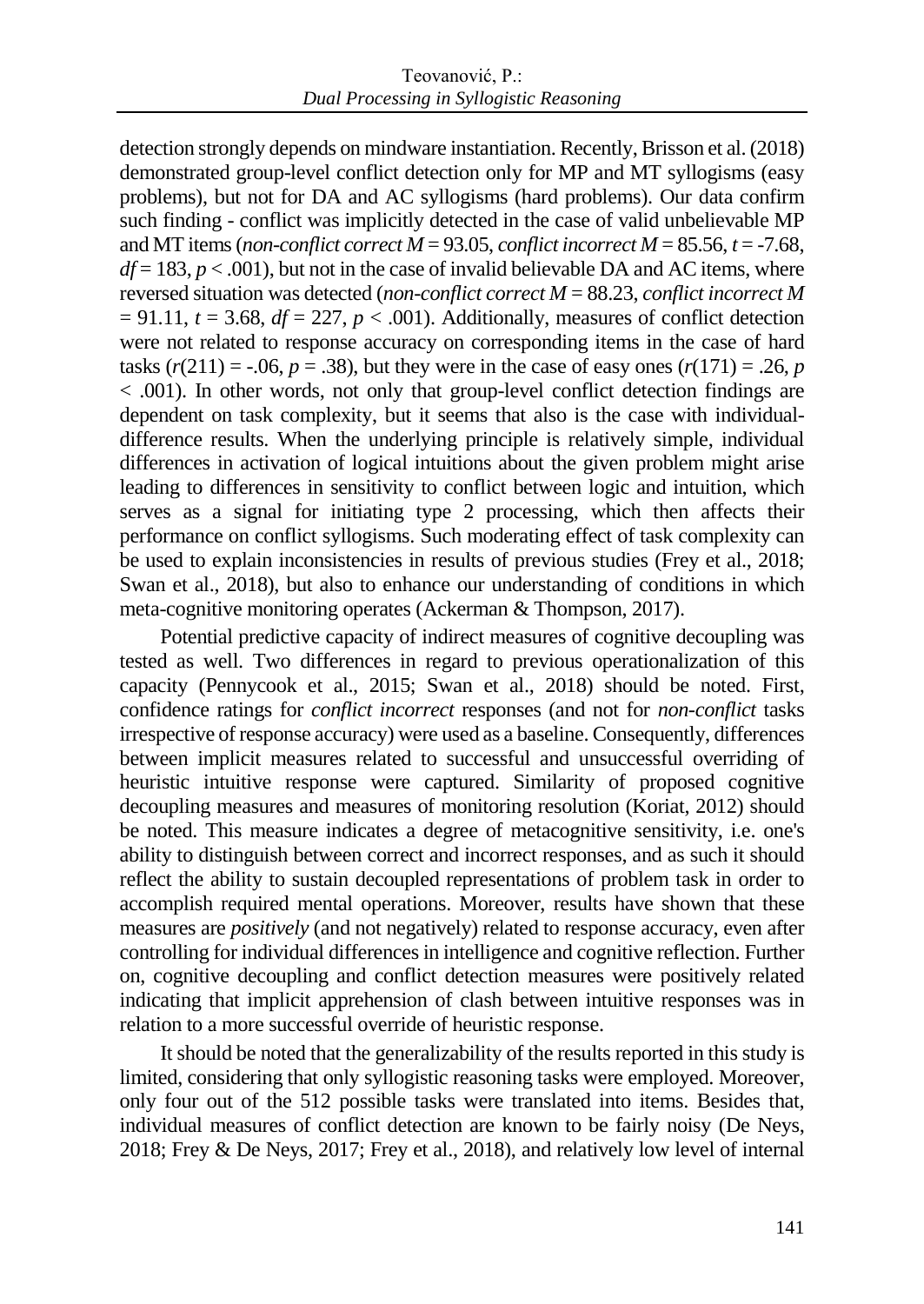detection strongly depends on mindware instantiation. Recently, Brisson et al. (2018) demonstrated group-level conflict detection only for MP and MT syllogisms (easy problems), but not for DA and AC syllogisms (hard problems). Our data confirm such finding - conflict was implicitly detected in the case of valid unbelievable MP and MT items (*non-conflict correct* $M = 93.05$, *conflict incorrect* $M = 85.56$, $t = -7.68$, $df = 183$, $p < .001$), but not in the case of invalid believable DA and AC items, where reversed situation was detected (*non-conflict correct* $M = 88.23$, *conflict incorrect* $M = 91.11$, $t = 3.68$, $df = 227$, $p < .001$). Additionally, measures of conflict detection were not related to response accuracy on corresponding items in the case of hard tasks ($r(211) = -.06$, $p = .38$), but they were in the case of easy ones ($r(171) = .26$, $p < .001$). In other words, not only that group-level conflict detection findings are dependent on task complexity, but it seems that also is the case with individual-difference results. When the underlying principle is relatively simple, individual differences in activation of logical intuitions about the given problem might arise leading to differences in sensitivity to conflict between logic and intuition, which serves as a signal for initiating type 2 processing, which then affects their performance on conflict syllogisms. Such moderating effect of task complexity can be used to explain inconsistencies in results of previous studies (Frey et al., 2018; Swan et al., 2018), but also to enhance our understanding of conditions in which meta-cognitive monitoring operates (Ackerman & Thompson, 2017).

Potential predictive capacity of indirect measures of cognitive decoupling was tested as well. Two differences in regard to previous operationalization of this capacity (Pennycook et al., 2015; Swan et al., 2018) should be noted. First, confidence ratings for *conflict incorrect* responses (and not for *non-conflict* tasks irrespective of response accuracy) were used as a baseline. Consequently, differences between implicit measures related to successful and unsuccessful overriding of heuristic intuitive response were captured. Similarity of proposed cognitive decoupling measures and measures of monitoring resolution (Koriat, 2012) should be noted. This measure indicates a degree of metacognitive sensitivity, i.e. one's ability to distinguish between correct and incorrect responses, and as such it should reflect the ability to sustain decoupled representations of problem task in order to accomplish required mental operations. Moreover, results have shown that these measures are *positively* (and not negatively) related to response accuracy, even after controlling for individual differences in intelligence and cognitive reflection. Further on, cognitive decoupling and conflict detection measures were positively related indicating that implicit apprehension of clash between intuitive responses was in relation to a more successful override of heuristic response.

It should be noted that the generalizability of the results reported in this study is limited, considering that only syllogistic reasoning tasks were employed. Moreover, only four out of the 512 possible tasks were translated into items. Besides that, individual measures of conflict detection are known to be fairly noisy (De Neys, 2018; Frey & De Neys, 2017; Frey et al., 2018), and relatively low level of internal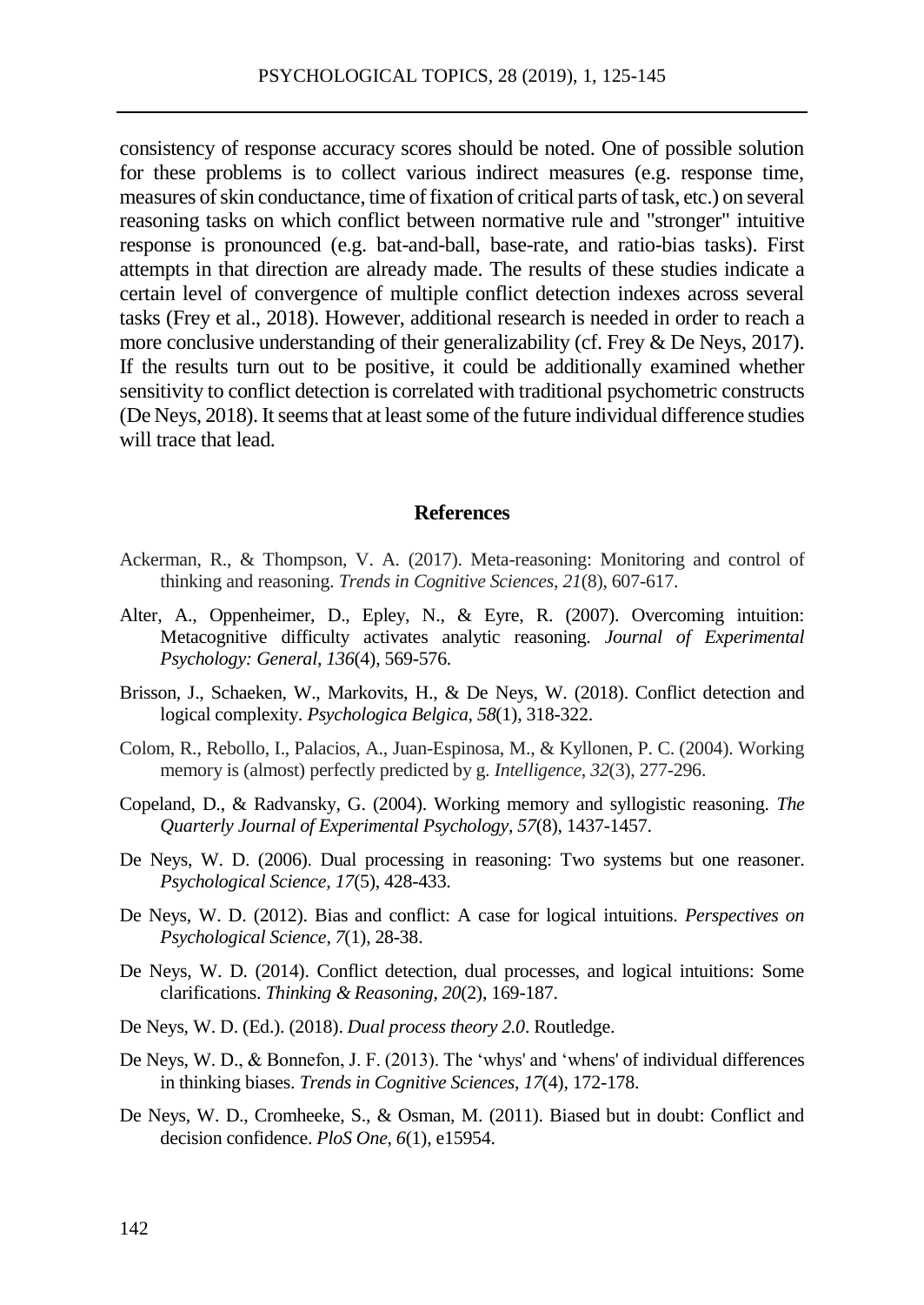consistency of response accuracy scores should be noted. One of possible solution for these problems is to collect various indirect measures (e.g. response time, measures of skin conductance, time of fixation of critical parts of task, etc.) on several reasoning tasks on which conflict between normative rule and "stronger" intuitive response is pronounced (e.g. bat-and-ball, base-rate, and ratio-bias tasks). First attempts in that direction are already made. The results of these studies indicate a certain level of convergence of multiple conflict detection indexes across several tasks (Frey et al., 2018). However, additional research is needed in order to reach a more conclusive understanding of their generalizability (cf. Frey & De Neys, 2017). If the results turn out to be positive, it could be additionally examined whether sensitivity to conflict detection is correlated with traditional psychometric constructs (De Neys, 2018). It seems that at least some of the future individual difference studies will trace that lead.

## References

Ackerman, R., & Thompson, V. A. (2017). Meta-reasoning: Monitoring and control of thinking and reasoning. *Trends in Cognitive Sciences*, *21*(8), 607-617.

Alter, A., Oppenheimer, D., Epley, N., & Eyre, R. (2007). Overcoming intuition: Metacognitive difficulty activates analytic reasoning. *Journal of Experimental Psychology: General, 136*(4), 569-576.

Brisson, J., Schaeken, W., Markovits, H., & De Neys, W. (2018). Conflict detection and logical complexity. *Psychologica Belgica*, *58*(1), 318-322.

Colom, R., Rebollo, I., Palacios, A., Juan-Espinosa, M., & Kyllonen, P. C. (2004). Working memory is (almost) perfectly predicted by g. *Intelligence*, *32*(3), 277-296.

Copeland, D., & Radvansky, G. (2004). Working memory and syllogistic reasoning. *The Quarterly Journal of Experimental Psychology*, *57*(8), 1437-1457.

De Neys, W. D. (2006). Dual processing in reasoning: Two systems but one reasoner. *Psychological Science*, *17*(5), 428-433.

De Neys, W. D. (2012). Bias and conflict: A case for logical intuitions. *Perspectives on Psychological Science*, *7*(1), 28-38.

De Neys, W. D. (2014). Conflict detection, dual processes, and logical intuitions: Some clarifications. *Thinking & Reasoning*, *20*(2), 169-187.

De Neys, W. D. (Ed.). (2018). *Dual process theory 2.0*. Routledge.

De Neys, W. D., & Bonnefon, J. F. (2013). The 'whys' and 'whens' of individual differences in thinking biases. *Trends in Cognitive Sciences*, *17*(4), 172-178.

De Neys, W. D., Cromheeke, S., & Osman, M. (2011). Biased but in doubt: Conflict and decision confidence. *PloS One*, *6*(1), e15954.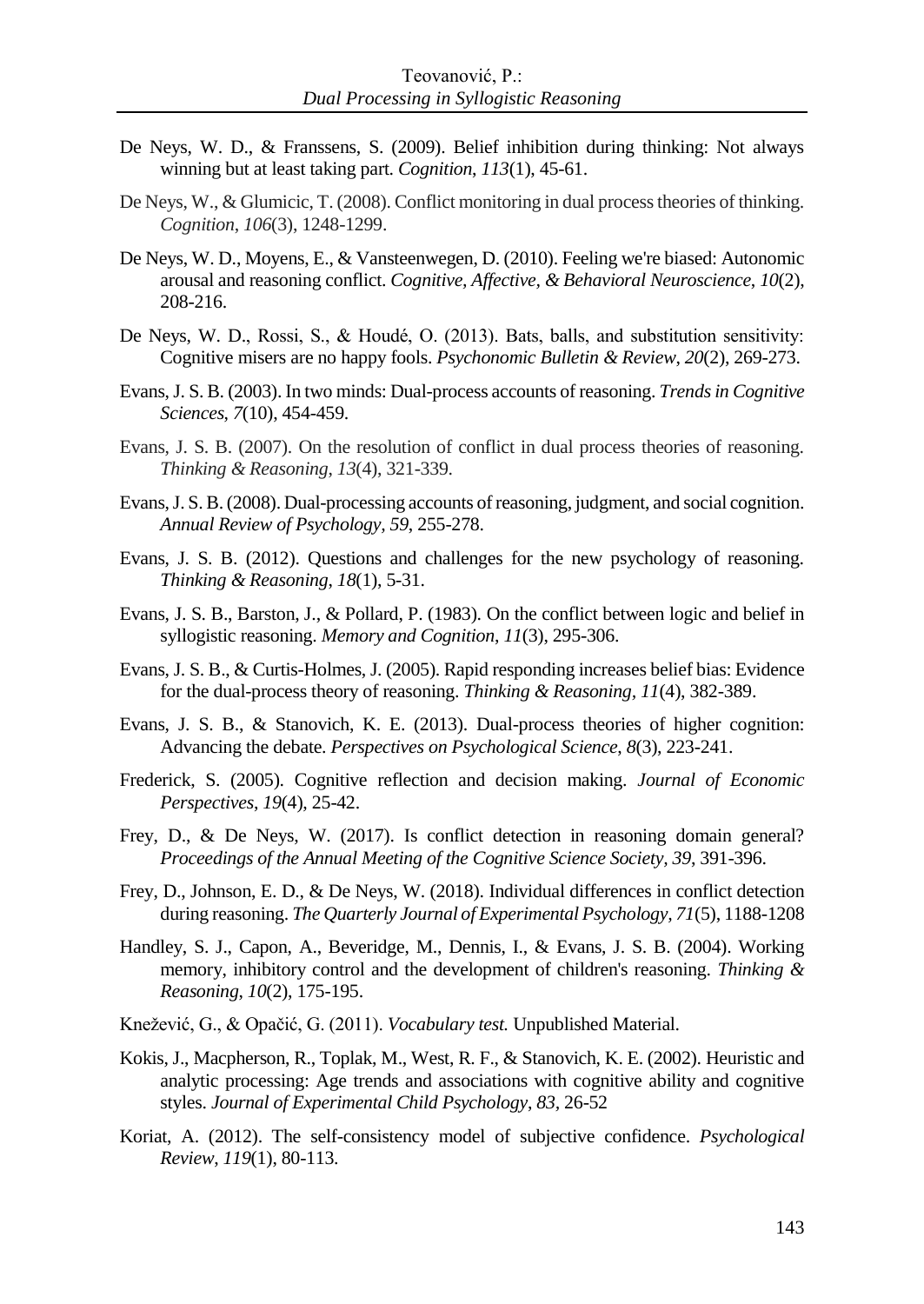De Neys, W. D., & Franssens, S. (2009). Belief inhibition during thinking: Not always winning but at least taking part. *Cognition*, *113*(1), 45-61.

De Neys, W., & Glumicic, T. (2008). Conflict monitoring in dual process theories of thinking. *Cognition*, *106*(3), 1248-1299.

De Neys, W. D., Moyens, E., & Vansteenwegen, D. (2010). Feeling we're biased: Autonomic arousal and reasoning conflict. *Cognitive, Affective, & Behavioral Neuroscience*, *10*(2), 208-216.

De Neys, W. D., Rossi, S., & Houdé, O. (2013). Bats, balls, and substitution sensitivity: Cognitive misers are no happy fools. *Psychonomic Bulletin & Review*, *20*(2), 269-273.

Evans, J. S. B. (2003). In two minds: Dual-process accounts of reasoning. *Trends in Cognitive Sciences*, *7*(10), 454-459.

Evans, J. S. B. (2007). On the resolution of conflict in dual process theories of reasoning. *Thinking & Reasoning*, *13*(4), 321-339.

Evans, J. S. B. (2008). Dual-processing accounts of reasoning, judgment, and social cognition. *Annual Review of Psychology, 59*, 255-278.

Evans, J. S. B. (2012). Questions and challenges for the new psychology of reasoning. *Thinking & Reasoning*, *18*(1), 5-31.

Evans, J. S. B., Barston, J., & Pollard, P. (1983). On the conflict between logic and belief in syllogistic reasoning. *Memory and Cognition*, *11*(3), 295-306.

Evans, J. S. B., & Curtis-Holmes, J. (2005). Rapid responding increases belief bias: Evidence for the dual-process theory of reasoning. *Thinking & Reasoning*, *11*(4), 382-389.

Evans, J. S. B., & Stanovich, K. E. (2013). Dual-process theories of higher cognition: Advancing the debate. *Perspectives on Psychological Science*, *8*(3), 223-241.

Frederick, S. (2005). Cognitive reflection and decision making. *Journal of Economic Perspectives*, *19*(4), 25-42.

Frey, D., & De Neys, W. (2017). Is conflict detection in reasoning domain general? *Proceedings of the Annual Meeting of the Cognitive Science Society, 39*, 391-396.

Frey, D., Johnson, E. D., & De Neys, W. (2018). Individual differences in conflict detection during reasoning. *The Quarterly Journal of Experimental Psychology*, *71*(5), 1188-1208

Handley, S. J., Capon, A., Beveridge, M., Dennis, I., & Evans, J. S. B. (2004). Working memory, inhibitory control and the development of children's reasoning. *Thinking & Reasoning*, *10*(2), 175-195.

Knežević, G., & Opačić, G. (2011). *Vocabulary test.* Unpublished Material.

Kokis, J., Macpherson, R., Toplak, M., West, R. F., & Stanovich, K. E. (2002). Heuristic and analytic processing: Age trends and associations with cognitive ability and cognitive styles. *Journal of Experimental Child Psychology*, *83*, 26-52

Koriat, A. (2012). The self-consistency model of subjective confidence. *Psychological Review*, *119*(1), 80-113.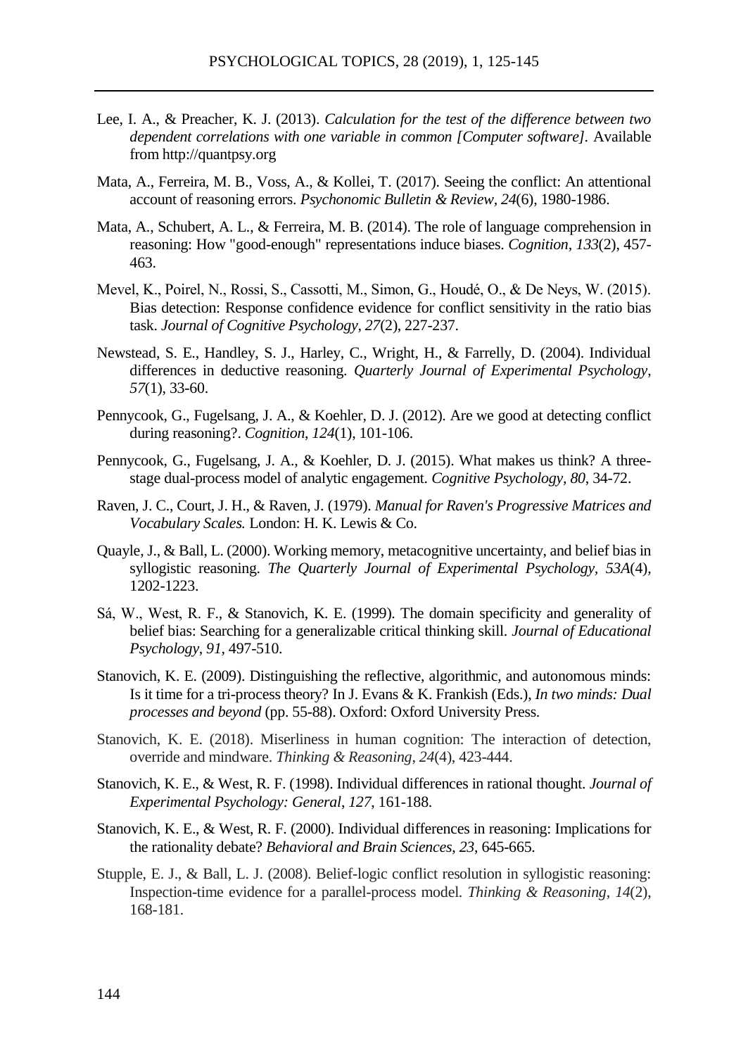Lee, I. A., & Preacher, K. J. (2013). *Calculation for the test of the difference between two dependent correlations with one variable in common [Computer software]*. Available from http://quantpsy.org

Mata, A., Ferreira, M. B., Voss, A., & Kollei, T. (2017). Seeing the conflict: An attentional account of reasoning errors. *Psychonomic Bulletin & Review*, *24*(6), 1980-1986.

Mata, A., Schubert, A. L., & Ferreira, M. B. (2014). The role of language comprehension in reasoning: How "good-enough" representations induce biases. *Cognition*, *133*(2), 457-463.

Mevel, K., Poirel, N., Rossi, S., Cassotti, M., Simon, G., Houdé, O., & De Neys, W. (2015). Bias detection: Response confidence evidence for conflict sensitivity in the ratio bias task. *Journal of Cognitive Psychology*, *27*(2), 227-237.

Newstead, S. E., Handley, S. J., Harley, C., Wright, H., & Farrelly, D. (2004). Individual differences in deductive reasoning. *Quarterly Journal of Experimental Psychology*, *57*(1), 33-60.

Pennycook, G., Fugelsang, J. A., & Koehler, D. J. (2012). Are we good at detecting conflict during reasoning?. *Cognition*, *124*(1), 101-106.

Pennycook, G., Fugelsang, J. A., & Koehler, D. J. (2015). What makes us think? A three-stage dual-process model of analytic engagement. *Cognitive Psychology, 80*, 34-72.

Raven, J. C., Court, J. H., & Raven, J. (1979). *Manual for Raven's Progressive Matrices and Vocabulary Scales.* London: H. K. Lewis & Co.

Quayle, J., & Ball, L. (2000). Working memory, metacognitive uncertainty, and belief bias in syllogistic reasoning. *The Quarterly Journal of Experimental Psychology, 53A*(4), 1202-1223.

Sá, W., West, R. F., & Stanovich, K. E. (1999). The domain specificity and generality of belief bias: Searching for a generalizable critical thinking skill. *Journal of Educational Psychology*, *91*, 497-510.

Stanovich, K. E. (2009). Distinguishing the reflective, algorithmic, and autonomous minds: Is it time for a tri-process theory? In J. Evans & K. Frankish (Eds.), *In two minds: Dual processes and beyond* (pp. 55-88). Oxford: Oxford University Press.

Stanovich, K. E. (2018). Miserliness in human cognition: The interaction of detection, override and mindware. *Thinking & Reasoning*, *24*(4), 423-444.

Stanovich, K. E., & West, R. F. (1998). Individual differences in rational thought. *Journal of Experimental Psychology: General*, *127*, 161-188.

Stanovich, K. E., & West, R. F. (2000). Individual differences in reasoning: Implications for the rationality debate? *Behavioral and Brain Sciences*, *23*, 645-665.

Stupple, E. J., & Ball, L. J. (2008). Belief-logic conflict resolution in syllogistic reasoning: Inspection-time evidence for a parallel-process model. *Thinking & Reasoning*, *14*(2), 168-181.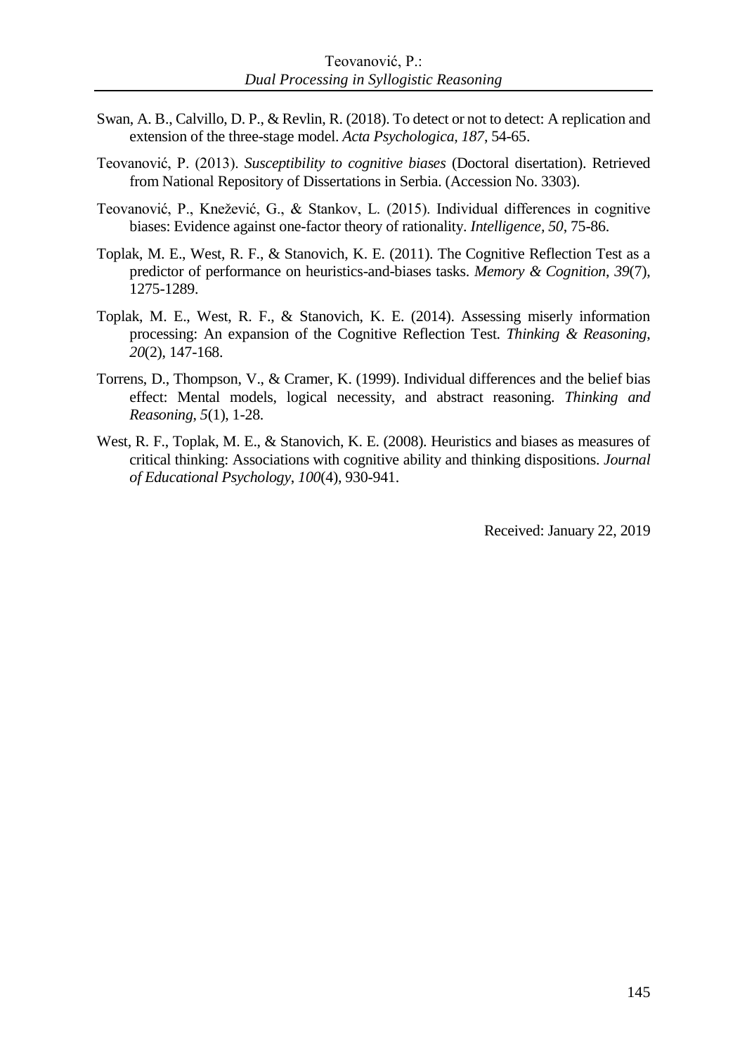Swan, A. B., Calvillo, D. P., & Revlin, R. (2018). To detect or not to detect: A replication and extension of the three-stage model. *Acta Psychologica, 187*, 54-65.

Teovanović, P. (2013). *Susceptibility to cognitive biases* (Doctoral disertation). Retrieved from National Repository of Dissertations in Serbia. (Accession No. 3303).

Teovanović, P., Knežević, G., & Stankov, L. (2015). Individual differences in cognitive biases: Evidence against one-factor theory of rationality. *Intelligence*, *50*, 75-86.

Toplak, M. E., West, R. F., & Stanovich, K. E. (2011). The Cognitive Reflection Test as a predictor of performance on heuristics-and-biases tasks. *Memory & Cognition*, *39*(7), 1275-1289.

Toplak, M. E., West, R. F., & Stanovich, K. E. (2014). Assessing miserly information processing: An expansion of the Cognitive Reflection Test. *Thinking & Reasoning*, *20*(2), 147-168.

Torrens, D., Thompson, V., & Cramer, K. (1999). Individual differences and the belief bias effect: Mental models, logical necessity, and abstract reasoning. *Thinking and Reasoning*, *5*(1), 1-28.

West, R. F., Toplak, M. E., & Stanovich, K. E. (2008). Heuristics and biases as measures of critical thinking: Associations with cognitive ability and thinking dispositions. *Journal of Educational Psychology*, *100*(4), 930-941.

Received: January 22, 2019